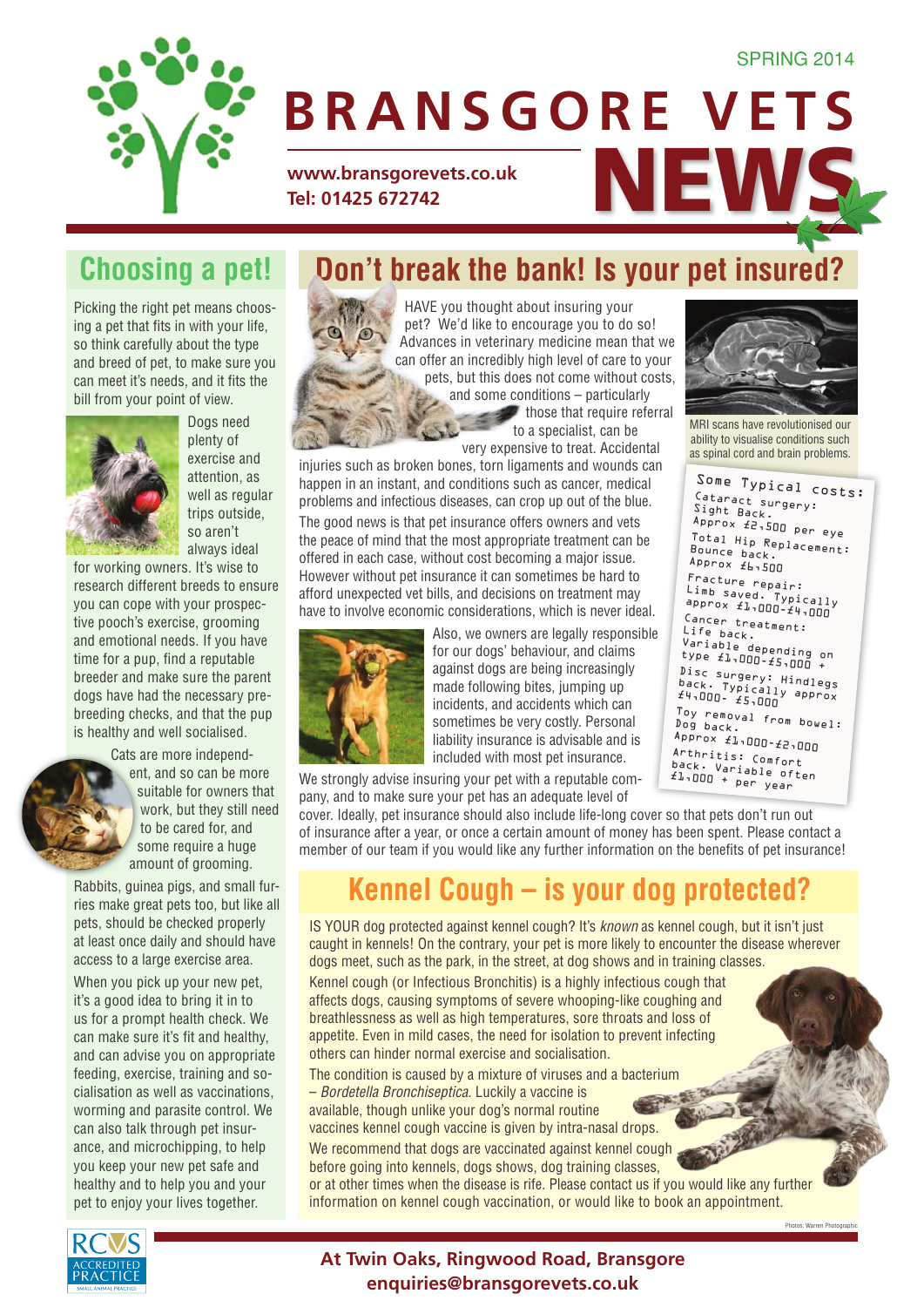# BRANSGORE VETS NEWS

SPRING 2014

**www.bransgorevets.co.uk**
**Tel: 01425 672742**

## Choosing a pet!

Picking the right pet means choosing a pet that fits in with your life, so think carefully about the type and breed of pet, to make sure you can meet it's needs, and it fits the bill from your point of view.

Dogs need plenty of exercise and attention, as well as regular trips outside, so aren't always ideal for working owners. It's wise to research different breeds to ensure you can cope with your prospective pooch's exercise, grooming and emotional needs. If you have time for a pup, find a reputable breeder and make sure the parent dogs have had the necessary pre-breeding checks, and that the pup is healthy and well socialised.

Cats are more independent, and so can be more suitable for owners that work, but they still need to be cared for, and some require a huge amount of grooming.

Rabbits, guinea pigs, and small furries make great pets too, but like all pets, should be checked properly at least once daily and should have access to a large exercise area.

When you pick up your new pet, it's a good idea to bring it in to us for a prompt health check. We can make sure it's fit and healthy, and can advise you on appropriate feeding, exercise, training and socialisation as well as vaccinations, worming and parasite control. We can also talk through pet insurance, and microchipping, to help you keep your new pet safe and healthy and to help you and your pet to enjoy your lives together.

## Don't break the bank! Is your pet insured?

HAVE you thought about insuring your pet? We'd like to encourage you to do so! Advances in veterinary medicine mean that we can offer an incredibly high level of care to your pets, but this does not come without costs, and some conditions – particularly those that require referral to a specialist, can be very expensive to treat. Accidental injuries such as broken bones, torn ligaments and wounds can happen in an instant, and conditions such as cancer, medical problems and infectious diseases, can crop up out of the blue.

The good news is that pet insurance offers owners and vets the peace of mind that the most appropriate treatment can be offered in each case, without cost becoming a major issue. However without pet insurance it can sometimes be hard to afford unexpected vet bills, and decisions on treatment may have to involve economic considerations, which is never ideal.

Also, we owners are legally responsible for our dogs' behaviour, and claims against dogs are being increasingly made following bites, jumping up incidents, and accidents which can sometimes be very costly. Personal liability insurance is advisable and is included with most pet insurance.

We strongly advise insuring your pet with a reputable company, and to make sure your pet has an adequate level of cover. Ideally, pet insurance should also include life-long cover so that pets don't run out of insurance after a year, or once a certain amount of money has been spent. Please contact a member of our team if you would like any further information on the benefits of pet insurance!

MRI scans have revolutionised our ability to visualise conditions such as spinal cord and brain problems.

**Some Typical costs:**

Cataract surgery: Sight Back. Approx £2,500 per eye

Total Hip Replacement: Bounce back. Approx £6,500

Fracture repair: Limb saved. Typically approx £1,000-£4,000

Cancer treatment: Life back. Variable depending on type £1,000-£5,000 +

Disc surgery: Hindlegs back. Typically approx £4,000- £5,000

Toy removal from bowel: Dog back. Approx £1,000-£2,000

Arthritis: Comfort back. Variable often £1,000 + per year

## Kennel Cough – is your dog protected?

IS YOUR dog protected against kennel cough? It's *known* as kennel cough, but it isn't just caught in kennels! On the contrary, your pet is more likely to encounter the disease wherever dogs meet, such as the park, in the street, at dog shows and in training classes.

Kennel cough (or Infectious Bronchitis) is a highly infectious cough that affects dogs, causing symptoms of severe whooping-like coughing and breathlessness as well as high temperatures, sore throats and loss of appetite. Even in mild cases, the need for isolation to prevent infecting others can hinder normal exercise and socialisation.

The condition is caused by a mixture of viruses and a bacterium – *Bordetella Bronchiseptica*. Luckily a vaccine is available, though unlike your dog's normal routine vaccines kennel cough vaccine is given by intra-nasal drops.

We recommend that dogs are vaccinated against kennel cough before going into kennels, dogs shows, dog training classes, or at other times when the disease is rife. Please contact us if you would like any further information on kennel cough vaccination, or would like to book an appointment.

Photos: Warren Photographic

RCVS ACCREDITED PRACTICE SMALL ANIMAL PRACTICE

**At Twin Oaks, Ringwood Road, Bransgore**
**enquiries@bransgorevets.co.uk**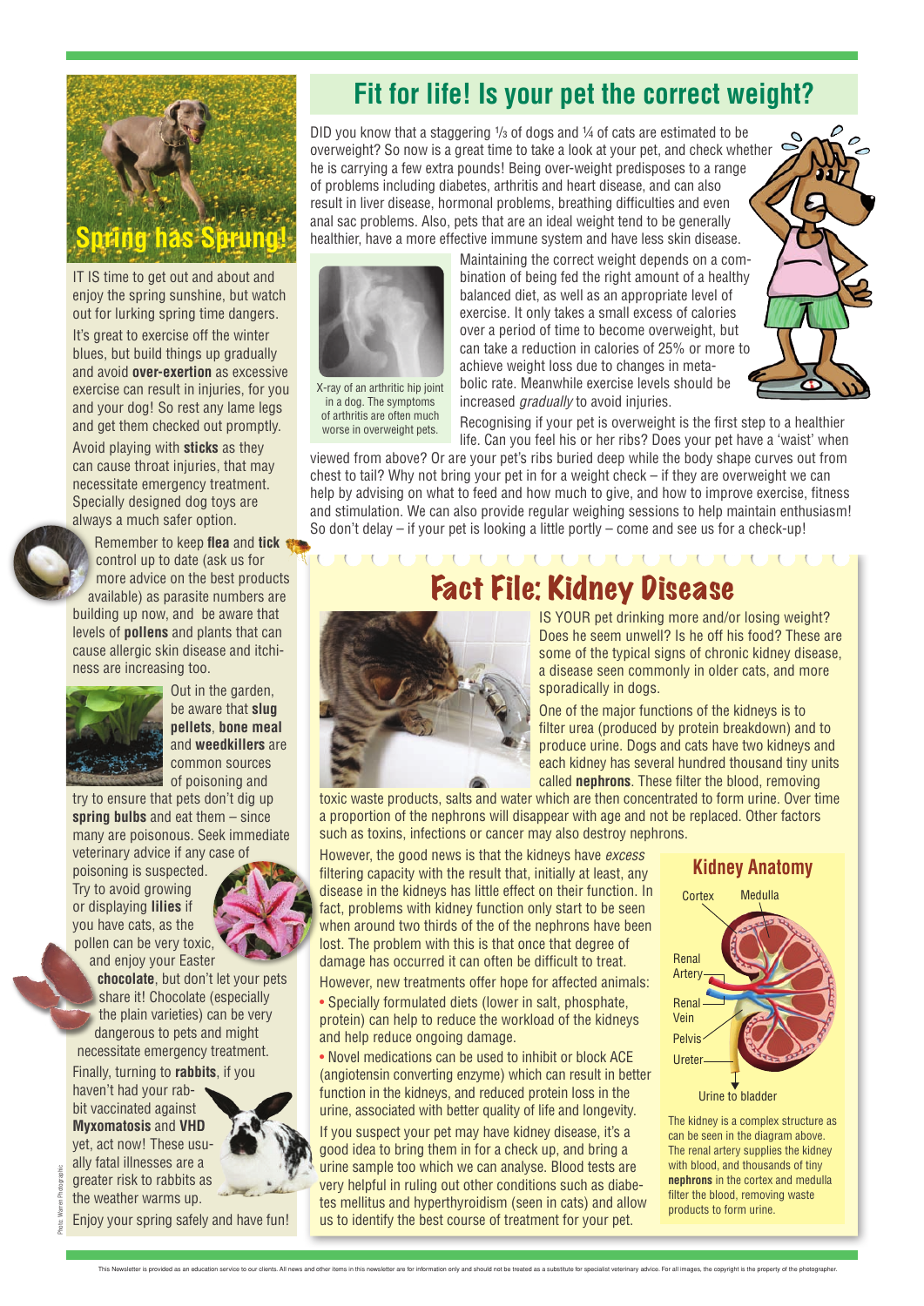## Spring has Sprung!

IT IS time to get out and about and enjoy the spring sunshine, but watch out for lurking spring time dangers.

It's great to exercise off the winter blues, but build things up gradually and avoid **over-exertion** as excessive exercise can result in injuries, for you and your dog! So rest any lame legs and get them checked out promptly.

Avoid playing with **sticks** as they can cause throat injuries, that may necessitate emergency treatment. Specially designed dog toys are always a much safer option.

Remember to keep **flea** and **tick** control up to date (ask us for more advice on the best products available) as parasite numbers are building up now, and be aware that levels of **pollens** and plants that can cause allergic skin disease and itchiness are increasing too.

Out in the garden, be aware that **slug pellets**, **bone meal** and **weedkillers** are common sources of poisoning and try to ensure that pets don't dig up **spring bulbs** and eat them – since many are poisonous. Seek immediate veterinary advice if any case of poisoning is suspected. Try to avoid growing or displaying **lilies** if you have cats, as the pollen can be very toxic, and enjoy your Easter **chocolate**, but don't let your pets share it! Chocolate (especially the plain varieties) can be very dangerous to pets and might necessitate emergency treatment.

Finally, turning to **rabbits**, if you haven't had your rabbit vaccinated against **Myxomatosis** and **VHD** yet, act now! These usually fatal illnesses are a greater risk to rabbits as the weather warms up.

Enjoy your spring safely and have fun!

Photo: Warren Photographic

## Fit for life! Is your pet the correct weight?

DID you know that a staggering ⅓ of dogs and ¼ of cats are estimated to be overweight? So now is a great time to take a look at your pet, and check whether he is carrying a few extra pounds! Being over-weight predisposes to a range of problems including diabetes, arthritis and heart disease, and can also result in liver disease, hormonal problems, breathing difficulties and even anal sac problems. Also, pets that are an ideal weight tend to be generally healthier, have a more effective immune system and have less skin disease.

X-ray of an arthritic hip joint in a dog. The symptoms of arthritis are often much worse in overweight pets.

Maintaining the correct weight depends on a combination of being fed the right amount of a healthy balanced diet, as well as an appropriate level of exercise. It only takes a small excess of calories over a period of time to become overweight, but can take a reduction in calories of 25% or more to achieve weight loss due to changes in metabolic rate. Meanwhile exercise levels should be increased *gradually* to avoid injuries.

Recognising if your pet is overweight is the first step to a healthier life. Can you feel his or her ribs? Does your pet have a 'waist' when viewed from above? Or are your pet's ribs buried deep while the body shape curves out from chest to tail? Why not bring your pet in for a weight check – if they are overweight we can help by advising on what to feed and how much to give, and how to improve exercise, fitness and stimulation. We can also provide regular weighing sessions to help maintain enthusiasm! So don't delay – if your pet is looking a little portly – come and see us for a check-up!

## Fact File: Kidney Disease

IS YOUR pet drinking more and/or losing weight? Does he seem unwell? Is he off his food? These are some of the typical signs of chronic kidney disease, a disease seen commonly in older cats, and more sporadically in dogs.

One of the major functions of the kidneys is to filter urea (produced by protein breakdown) and to produce urine. Dogs and cats have two kidneys and each kidney has several hundred thousand tiny units called **nephrons**. These filter the blood, removing toxic waste products, salts and water which are then concentrated to form urine. Over time a proportion of the nephrons will disappear with age and not be replaced. Other factors such as toxins, infections or cancer may also destroy nephrons.

However, the good news is that the kidneys have *excess* filtering capacity with the result that, initially at least, any disease in the kidneys has little effect on their function. In fact, problems with kidney function only start to be seen when around two thirds of the of the nephrons have been lost. The problem with this is that once that degree of damage has occurred it can often be difficult to treat.

However, new treatments offer hope for affected animals:

- Specially formulated diets (lower in salt, phosphate, protein) can help to reduce the workload of the kidneys and help reduce ongoing damage.
- Novel medications can be used to inhibit or block ACE (angiotensin converting enzyme) which can result in better function in the kidneys, and reduced protein loss in the urine, associated with better quality of life and longevity.

If you suspect your pet may have kidney disease, it's a good idea to bring them in for a check up, and bring a urine sample too which we can analyse. Blood tests are very helpful in ruling out other conditions such as diabetes mellitus and hyperthyroidism (seen in cats) and allow us to identify the best course of treatment for your pet.

### Kidney Anatomy

Cortex
Medulla
Renal Artery
Renal Vein
Pelvis
Ureter
Urine to bladder

The kidney is a complex structure as can be seen in the diagram above. The renal artery supplies the kidney with blood, and thousands of tiny **nephrons** in the cortex and medulla filter the blood, removing waste products to form urine.

This Newsletter is provided as an education service to our clients. All news and other items in this newsletter are for information only and should not be treated as a substitute for specialist veterinary advice. For all images, the copyright is the property of the photographer.